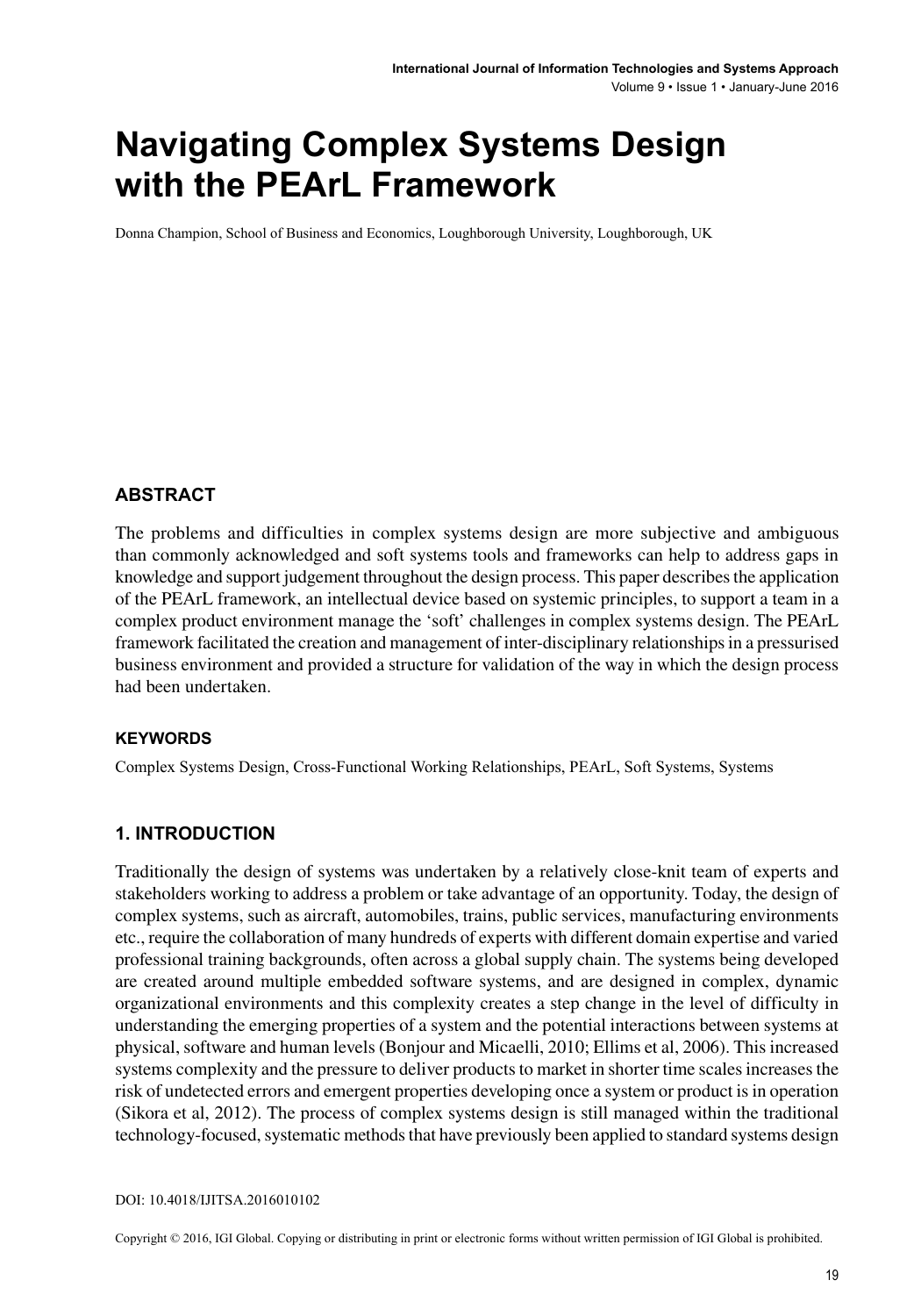# Navigating Complex Systems Design with the PEArL Framework

Donna Champion, School of Business and Economics, Loughborough University, Loughborough, UK

## ABSTRACT

The problems and difficulties in complex systems design are more subjective and ambiguous than commonly acknowledged and soft systems tools and frameworks can help to address gaps in knowledge and support judgement throughout the design process. This paper describes the application of the PEArL framework, an intellectual device based on systemic principles, to support a team in a complex product environment manage the 'soft' challenges in complex systems design. The PEArL framework facilitated the creation and management of inter-disciplinary relationships in a pressurised business environment and provided a structure for validation of the way in which the design process had been undertaken.

### KEYWORDS

Complex Systems Design, Cross-Functional Working Relationships, PEArL, Soft Systems, Systems

## 1. INTRODUCTION

Traditionally the design of systems was undertaken by a relatively close-knit team of experts and stakeholders working to address a problem or take advantage of an opportunity. Today, the design of complex systems, such as aircraft, automobiles, trains, public services, manufacturing environments etc., require the collaboration of many hundreds of experts with different domain expertise and varied professional training backgrounds, often across a global supply chain. The systems being developed are created around multiple embedded software systems, and are designed in complex, dynamic organizational environments and this complexity creates a step change in the level of difficulty in understanding the emerging properties of a system and the potential interactions between systems at physical, software and human levels (Bonjour and Micaelli, 2010; Ellims et al, 2006). This increased systems complexity and the pressure to deliver products to market in shorter time scales increases the risk of undetected errors and emergent properties developing once a system or product is in operation (Sikora et al, 2012). The process of complex systems design is still managed within the traditional technology-focused, systematic methods that have previously been applied to standard systems design

DOI: 10.4018/IJITSA.2016010102

Copyright © 2016, IGI Global. Copying or distributing in print or electronic forms without written permission of IGI Global is prohibited.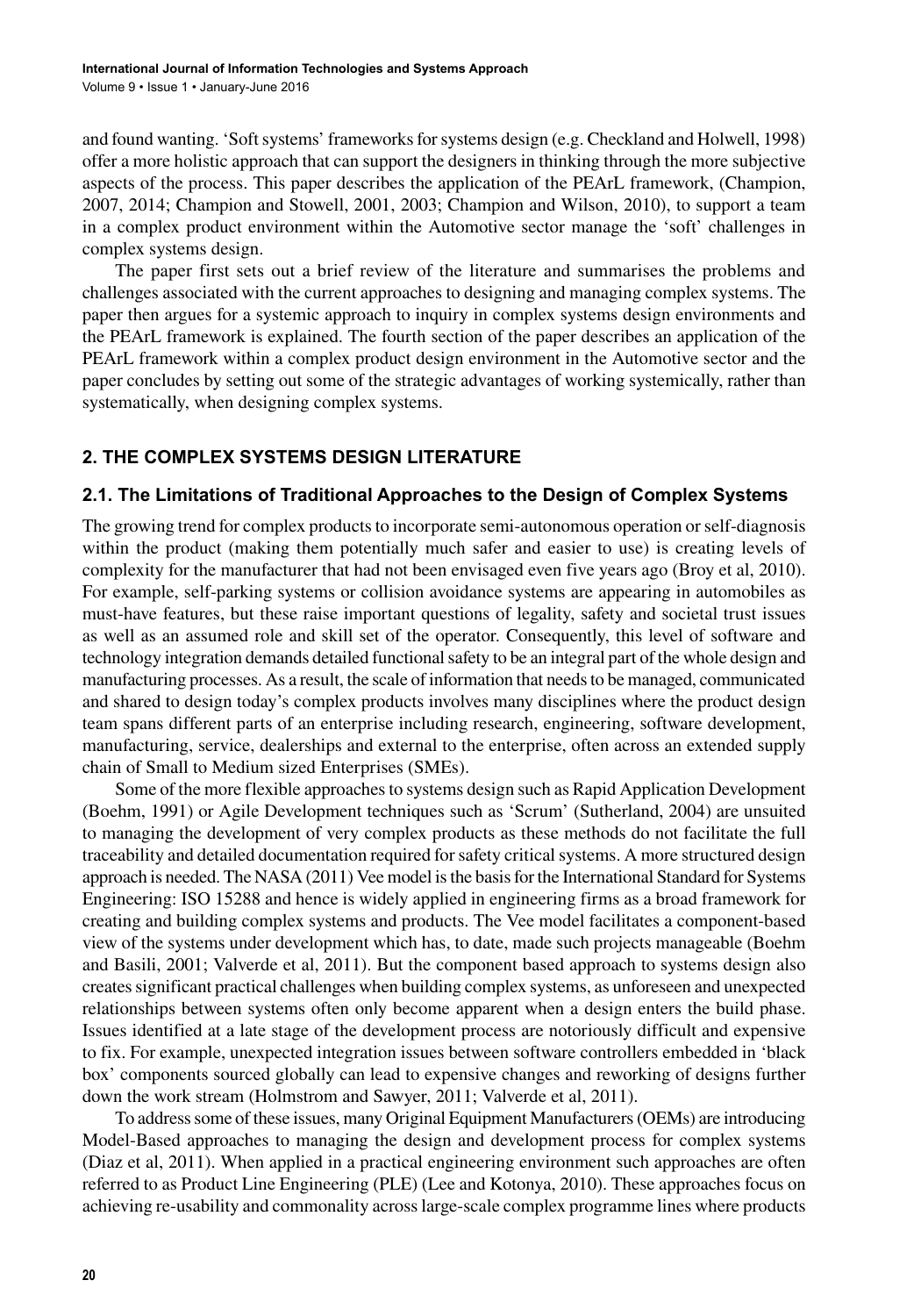and found wanting. 'Soft systems' frameworks for systems design (e.g. Checkland and Holwell, 1998) offer a more holistic approach that can support the designers in thinking through the more subjective aspects of the process. This paper describes the application of the PEArL framework, (Champion, 2007, 2014; Champion and Stowell, 2001, 2003; Champion and Wilson, 2010), to support a team in a complex product environment within the Automotive sector manage the 'soft' challenges in complex systems design.

The paper first sets out a brief review of the literature and summarises the problems and challenges associated with the current approaches to designing and managing complex systems. The paper then argues for a systemic approach to inquiry in complex systems design environments and the PEArL framework is explained. The fourth section of the paper describes an application of the PEArL framework within a complex product design environment in the Automotive sector and the paper concludes by setting out some of the strategic advantages of working systemically, rather than systematically, when designing complex systems.

## 2. THE COMPLEX SYSTEMS DESIGN LITERATURE

### 2.1. The Limitations of Traditional Approaches to the Design of Complex Systems

The growing trend for complex products to incorporate semi-autonomous operation or self-diagnosis within the product (making them potentially much safer and easier to use) is creating levels of complexity for the manufacturer that had not been envisaged even five years ago (Broy et al, 2010). For example, self-parking systems or collision avoidance systems are appearing in automobiles as must-have features, but these raise important questions of legality, safety and societal trust issues as well as an assumed role and skill set of the operator. Consequently, this level of software and technology integration demands detailed functional safety to be an integral part of the whole design and manufacturing processes. As a result, the scale of information that needs to be managed, communicated and shared to design today's complex products involves many disciplines where the product design team spans different parts of an enterprise including research, engineering, software development, manufacturing, service, dealerships and external to the enterprise, often across an extended supply chain of Small to Medium sized Enterprises (SMEs).

Some of the more flexible approaches to systems design such as Rapid Application Development (Boehm, 1991) or Agile Development techniques such as 'Scrum' (Sutherland, 2004) are unsuited to managing the development of very complex products as these methods do not facilitate the full traceability and detailed documentation required for safety critical systems. A more structured design approach is needed. The NASA (2011) Vee model is the basis for the International Standard for Systems Engineering: ISO 15288 and hence is widely applied in engineering firms as a broad framework for creating and building complex systems and products. The Vee model facilitates a component-based view of the systems under development which has, to date, made such projects manageable (Boehm and Basili, 2001; Valverde et al, 2011). But the component based approach to systems design also creates significant practical challenges when building complex systems, as unforeseen and unexpected relationships between systems often only become apparent when a design enters the build phase. Issues identified at a late stage of the development process are notoriously difficult and expensive to fix. For example, unexpected integration issues between software controllers embedded in 'black box' components sourced globally can lead to expensive changes and reworking of designs further down the work stream (Holmstrom and Sawyer, 2011; Valverde et al, 2011).

To address some of these issues, many Original Equipment Manufacturers (OEMs) are introducing Model-Based approaches to managing the design and development process for complex systems (Diaz et al, 2011). When applied in a practical engineering environment such approaches are often referred to as Product Line Engineering (PLE) (Lee and Kotonya, 2010). These approaches focus on achieving re-usability and commonality across large-scale complex programme lines where products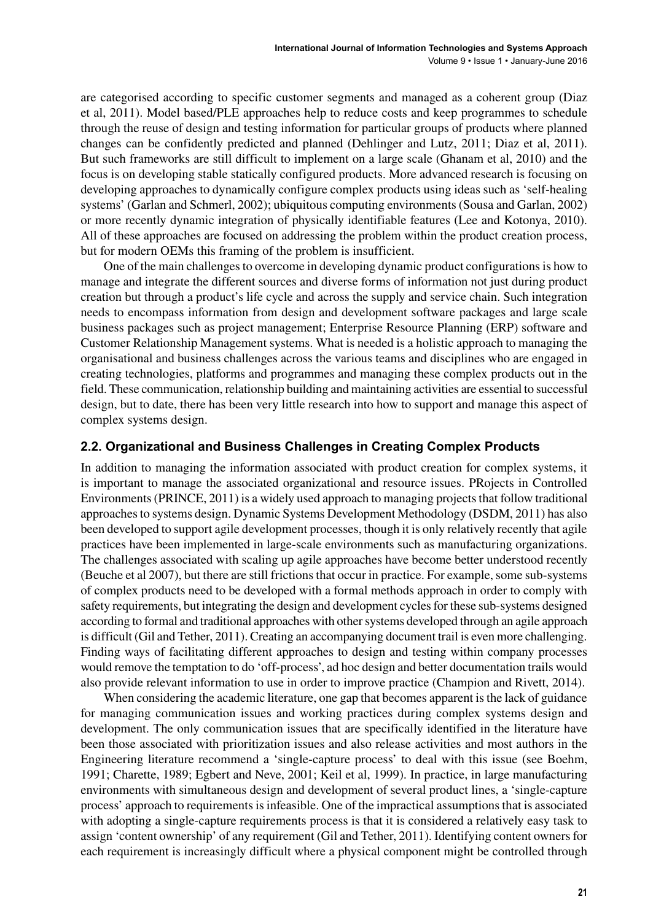are categorised according to specific customer segments and managed as a coherent group (Diaz et al, 2011). Model based/PLE approaches help to reduce costs and keep programmes to schedule through the reuse of design and testing information for particular groups of products where planned changes can be confidently predicted and planned (Dehlinger and Lutz, 2011; Diaz et al, 2011). But such frameworks are still difficult to implement on a large scale (Ghanam et al, 2010) and the focus is on developing stable statically configured products. More advanced research is focusing on developing approaches to dynamically configure complex products using ideas such as 'self-healing systems' (Garlan and Schmerl, 2002); ubiquitous computing environments (Sousa and Garlan, 2002) or more recently dynamic integration of physically identifiable features (Lee and Kotonya, 2010). All of these approaches are focused on addressing the problem within the product creation process, but for modern OEMs this framing of the problem is insufficient.

One of the main challenges to overcome in developing dynamic product configurations is how to manage and integrate the different sources and diverse forms of information not just during product creation but through a product's life cycle and across the supply and service chain. Such integration needs to encompass information from design and development software packages and large scale business packages such as project management; Enterprise Resource Planning (ERP) software and Customer Relationship Management systems. What is needed is a holistic approach to managing the organisational and business challenges across the various teams and disciplines who are engaged in creating technologies, platforms and programmes and managing these complex products out in the field. These communication, relationship building and maintaining activities are essential to successful design, but to date, there has been very little research into how to support and manage this aspect of complex systems design.

## 2.2. Organizational and Business Challenges in Creating Complex Products

In addition to managing the information associated with product creation for complex systems, it is important to manage the associated organizational and resource issues. PRojects in Controlled Environments (PRINCE, 2011) is a widely used approach to managing projects that follow traditional approaches to systems design. Dynamic Systems Development Methodology (DSDM, 2011) has also been developed to support agile development processes, though it is only relatively recently that agile practices have been implemented in large-scale environments such as manufacturing organizations. The challenges associated with scaling up agile approaches have become better understood recently (Beuche et al 2007), but there are still frictions that occur in practice. For example, some sub-systems of complex products need to be developed with a formal methods approach in order to comply with safety requirements, but integrating the design and development cycles for these sub-systems designed according to formal and traditional approaches with other systems developed through an agile approach is difficult (Gil and Tether, 2011). Creating an accompanying document trail is even more challenging. Finding ways of facilitating different approaches to design and testing within company processes would remove the temptation to do 'off-process', ad hoc design and better documentation trails would also provide relevant information to use in order to improve practice (Champion and Rivett, 2014).

When considering the academic literature, one gap that becomes apparent is the lack of guidance for managing communication issues and working practices during complex systems design and development. The only communication issues that are specifically identified in the literature have been those associated with prioritization issues and also release activities and most authors in the Engineering literature recommend a 'single-capture process' to deal with this issue (see Boehm, 1991; Charette, 1989; Egbert and Neve, 2001; Keil et al, 1999). In practice, in large manufacturing environments with simultaneous design and development of several product lines, a 'single-capture process' approach to requirements is infeasible. One of the impractical assumptions that is associated with adopting a single-capture requirements process is that it is considered a relatively easy task to assign 'content ownership' of any requirement (Gil and Tether, 2011). Identifying content owners for each requirement is increasingly difficult where a physical component might be controlled through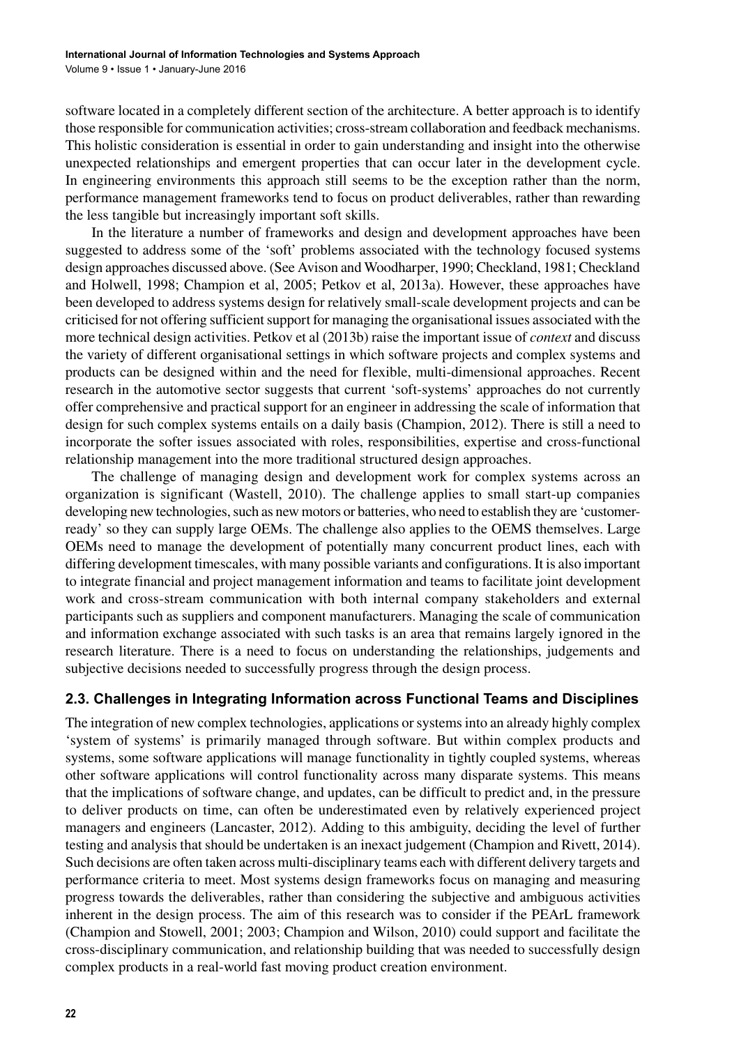software located in a completely different section of the architecture. A better approach is to identify those responsible for communication activities; cross-stream collaboration and feedback mechanisms. This holistic consideration is essential in order to gain understanding and insight into the otherwise unexpected relationships and emergent properties that can occur later in the development cycle. In engineering environments this approach still seems to be the exception rather than the norm, performance management frameworks tend to focus on product deliverables, rather than rewarding the less tangible but increasingly important soft skills.

In the literature a number of frameworks and design and development approaches have been suggested to address some of the 'soft' problems associated with the technology focused systems design approaches discussed above. (See Avison and Woodharper, 1990; Checkland, 1981; Checkland and Holwell, 1998; Champion et al, 2005; Petkov et al, 2013a). However, these approaches have been developed to address systems design for relatively small-scale development projects and can be criticised for not offering sufficient support for managing the organisational issues associated with the more technical design activities. Petkov et al (2013b) raise the important issue of *context* and discuss the variety of different organisational settings in which software projects and complex systems and products can be designed within and the need for flexible, multi-dimensional approaches. Recent research in the automotive sector suggests that current 'soft-systems' approaches do not currently offer comprehensive and practical support for an engineer in addressing the scale of information that design for such complex systems entails on a daily basis (Champion, 2012). There is still a need to incorporate the softer issues associated with roles, responsibilities, expertise and cross-functional relationship management into the more traditional structured design approaches.

The challenge of managing design and development work for complex systems across an organization is significant (Wastell, 2010). The challenge applies to small start-up companies developing new technologies, such as new motors or batteries, who need to establish they are 'customer-ready' so they can supply large OEMs. The challenge also applies to the OEMS themselves. Large OEMs need to manage the development of potentially many concurrent product lines, each with differing development timescales, with many possible variants and configurations. It is also important to integrate financial and project management information and teams to facilitate joint development work and cross-stream communication with both internal company stakeholders and external participants such as suppliers and component manufacturers. Managing the scale of communication and information exchange associated with such tasks is an area that remains largely ignored in the research literature. There is a need to focus on understanding the relationships, judgements and subjective decisions needed to successfully progress through the design process.

### 2.3. Challenges in Integrating Information across Functional Teams and Disciplines

The integration of new complex technologies, applications or systems into an already highly complex 'system of systems' is primarily managed through software. But within complex products and systems, some software applications will manage functionality in tightly coupled systems, whereas other software applications will control functionality across many disparate systems. This means that the implications of software change, and updates, can be difficult to predict and, in the pressure to deliver products on time, can often be underestimated even by relatively experienced project managers and engineers (Lancaster, 2012). Adding to this ambiguity, deciding the level of further testing and analysis that should be undertaken is an inexact judgement (Champion and Rivett, 2014). Such decisions are often taken across multi-disciplinary teams each with different delivery targets and performance criteria to meet. Most systems design frameworks focus on managing and measuring progress towards the deliverables, rather than considering the subjective and ambiguous activities inherent in the design process. The aim of this research was to consider if the PEArL framework (Champion and Stowell, 2001; 2003; Champion and Wilson, 2010) could support and facilitate the cross-disciplinary communication, and relationship building that was needed to successfully design complex products in a real-world fast moving product creation environment.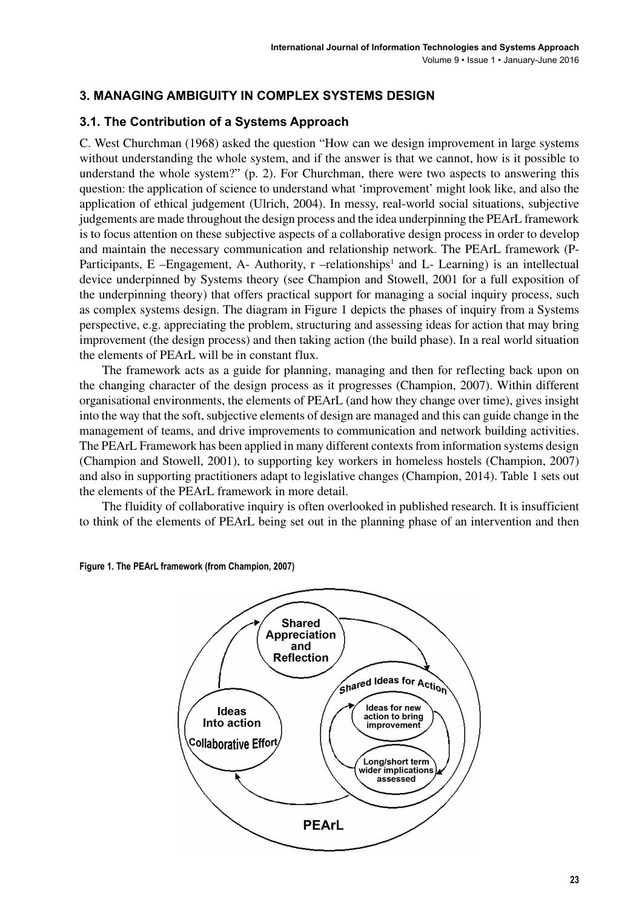## 3. MANAGING AMBIGUITY IN COMPLEX SYSTEMS DESIGN

### 3.1. The Contribution of a Systems Approach

C. West Churchman (1968) asked the question "How can we design improvement in large systems without understanding the whole system, and if the answer is that we cannot, how is it possible to understand the whole system?" (p. 2). For Churchman, there were two aspects to answering this question: the application of science to understand what 'improvement' might look like, and also the application of ethical judgement (Ulrich, 2004). In messy, real-world social situations, subjective judgements are made throughout the design process and the idea underpinning the PEArL framework is to focus attention on these subjective aspects of a collaborative design process in order to develop and maintain the necessary communication and relationship network. The PEArL framework (P-Participants, E –Engagement, A- Authority, r –relationships[1] and L- Learning) is an intellectual device underpinned by Systems theory (see Champion and Stowell, 2001 for a full exposition of the underpinning theory) that offers practical support for managing a social inquiry process, such as complex systems design. The diagram in Figure 1 depicts the phases of inquiry from a Systems perspective, e.g. appreciating the problem, structuring and assessing ideas for action that may bring improvement (the design process) and then taking action (the build phase). In a real world situation the elements of PEArL will be in constant flux.

The framework acts as a guide for planning, managing and then for reflecting back upon on the changing character of the design process as it progresses (Champion, 2007). Within different organisational environments, the elements of PEArL (and how they change over time), gives insight into the way that the soft, subjective elements of design are managed and this can guide change in the management of teams, and drive improvements to communication and network building activities. The PEArL Framework has been applied in many different contexts from information systems design (Champion and Stowell, 2001), to supporting key workers in homeless hostels (Champion, 2007) and also in supporting practitioners adapt to legislative changes (Champion, 2014). Table 1 sets out the elements of the PEArL framework in more detail.

The fluidity of collaborative inquiry is often overlooked in published research. It is insufficient to think of the elements of PEArL being set out in the planning phase of an intervention and then

**Figure 1. The PEArL framework (from Champion, 2007)**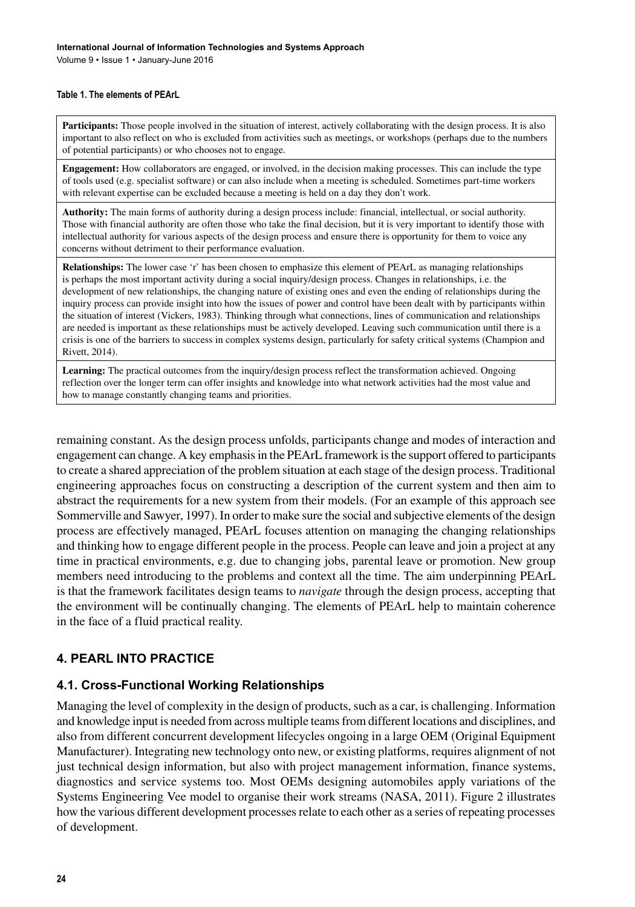**Table 1. The elements of PEArL**

| |
|---|
| **Participants:** Those people involved in the situation of interest, actively collaborating with the design process. It is also important to also reflect on who is excluded from activities such as meetings, or workshops (perhaps due to the numbers of potential participants) or who chooses not to engage. |
| **Engagement:** How collaborators are engaged, or involved, in the decision making processes. This can include the type of tools used (e.g. specialist software) or can also include when a meeting is scheduled. Sometimes part-time workers with relevant expertise can be excluded because a meeting is held on a day they don't work. |
| **Authority:** The main forms of authority during a design process include: financial, intellectual, or social authority. Those with financial authority are often those who take the final decision, but it is very important to identify those with intellectual authority for various aspects of the design process and ensure there is opportunity for them to voice any concerns without detriment to their performance evaluation. |
| **Relationships:** The lower case 'r' has been chosen to emphasize this element of PEArL as managing relationships is perhaps the most important activity during a social inquiry/design process. Changes in relationships, i.e. the development of new relationships, the changing nature of existing ones and even the ending of relationships during the inquiry process can provide insight into how the issues of power and control have been dealt with by participants within the situation of interest (Vickers, 1983). Thinking through what connections, lines of communication and relationships are needed is important as these relationships must be actively developed. Leaving such communication until there is a crisis is one of the barriers to success in complex systems design, particularly for safety critical systems (Champion and Rivett, 2014). |
| **Learning:** The practical outcomes from the inquiry/design process reflect the transformation achieved. Ongoing reflection over the longer term can offer insights and knowledge into what network activities had the most value and how to manage constantly changing teams and priorities. |

remaining constant. As the design process unfolds, participants change and modes of interaction and engagement can change. A key emphasis in the PEArL framework is the support offered to participants to create a shared appreciation of the problem situation at each stage of the design process. Traditional engineering approaches focus on constructing a description of the current system and then aim to abstract the requirements for a new system from their models. (For an example of this approach see Sommerville and Sawyer, 1997). In order to make sure the social and subjective elements of the design process are effectively managed, PEArL focuses attention on managing the changing relationships and thinking how to engage different people in the process. People can leave and join a project at any time in practical environments, e.g. due to changing jobs, parental leave or promotion. New group members need introducing to the problems and context all the time. The aim underpinning PEArL is that the framework facilitates design teams to *navigate* through the design process, accepting that the environment will be continually changing. The elements of PEArL help to maintain coherence in the face of a fluid practical reality.

## 4. PEARL INTO PRACTICE

### 4.1. Cross-Functional Working Relationships

Managing the level of complexity in the design of products, such as a car, is challenging. Information and knowledge input is needed from across multiple teams from different locations and disciplines, and also from different concurrent development lifecycles ongoing in a large OEM (Original Equipment Manufacturer). Integrating new technology onto new, or existing platforms, requires alignment of not just technical design information, but also with project management information, finance systems, diagnostics and service systems too. Most OEMs designing automobiles apply variations of the Systems Engineering Vee model to organise their work streams (NASA, 2011). Figure 2 illustrates how the various different development processes relate to each other as a series of repeating processes of development.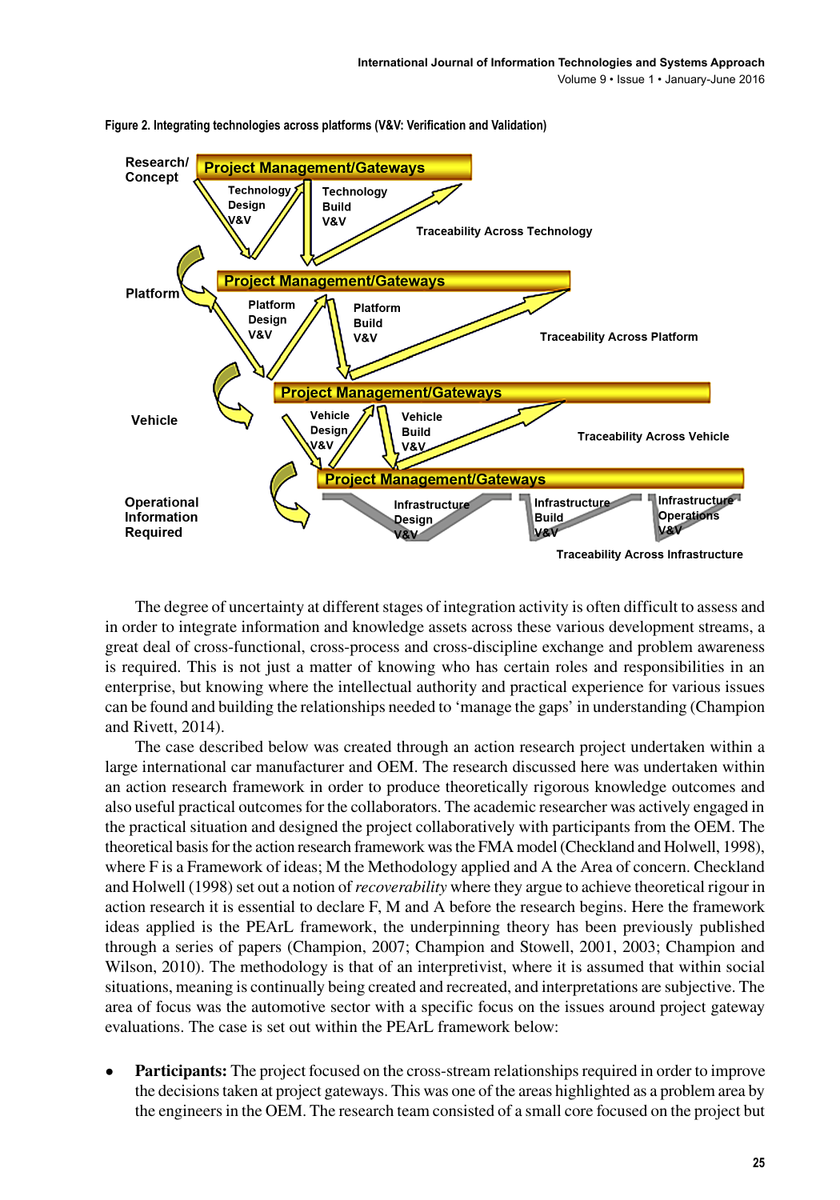Figure 2. Integrating technologies across platforms (V&V: Verification and Validation)

The degree of uncertainty at different stages of integration activity is often difficult to assess and in order to integrate information and knowledge assets across these various development streams, a great deal of cross-functional, cross-process and cross-discipline exchange and problem awareness is required. This is not just a matter of knowing who has certain roles and responsibilities in an enterprise, but knowing where the intellectual authority and practical experience for various issues can be found and building the relationships needed to 'manage the gaps' in understanding (Champion and Rivett, 2014).

The case described below was created through an action research project undertaken within a large international car manufacturer and OEM. The research discussed here was undertaken within an action research framework in order to produce theoretically rigorous knowledge outcomes and also useful practical outcomes for the collaborators. The academic researcher was actively engaged in the practical situation and designed the project collaboratively with participants from the OEM. The theoretical basis for the action research framework was the FMA model (Checkland and Holwell, 1998), where F is a Framework of ideas; M the Methodology applied and A the Area of concern. Checkland and Holwell (1998) set out a notion of *recoverability* where they argue to achieve theoretical rigour in action research it is essential to declare F, M and A before the research begins. Here the framework ideas applied is the PEArL framework, the underpinning theory has been previously published through a series of papers (Champion, 2007; Champion and Stowell, 2001, 2003; Champion and Wilson, 2010). The methodology is that of an interpretivist, where it is assumed that within social situations, meaning is continually being created and recreated, and interpretations are subjective. The area of focus was the automotive sector with a specific focus on the issues around project gateway evaluations. The case is set out within the PEArL framework below:

- **Participants:** The project focused on the cross-stream relationships required in order to improve the decisions taken at project gateways. This was one of the areas highlighted as a problem area by the engineers in the OEM. The research team consisted of a small core focused on the project but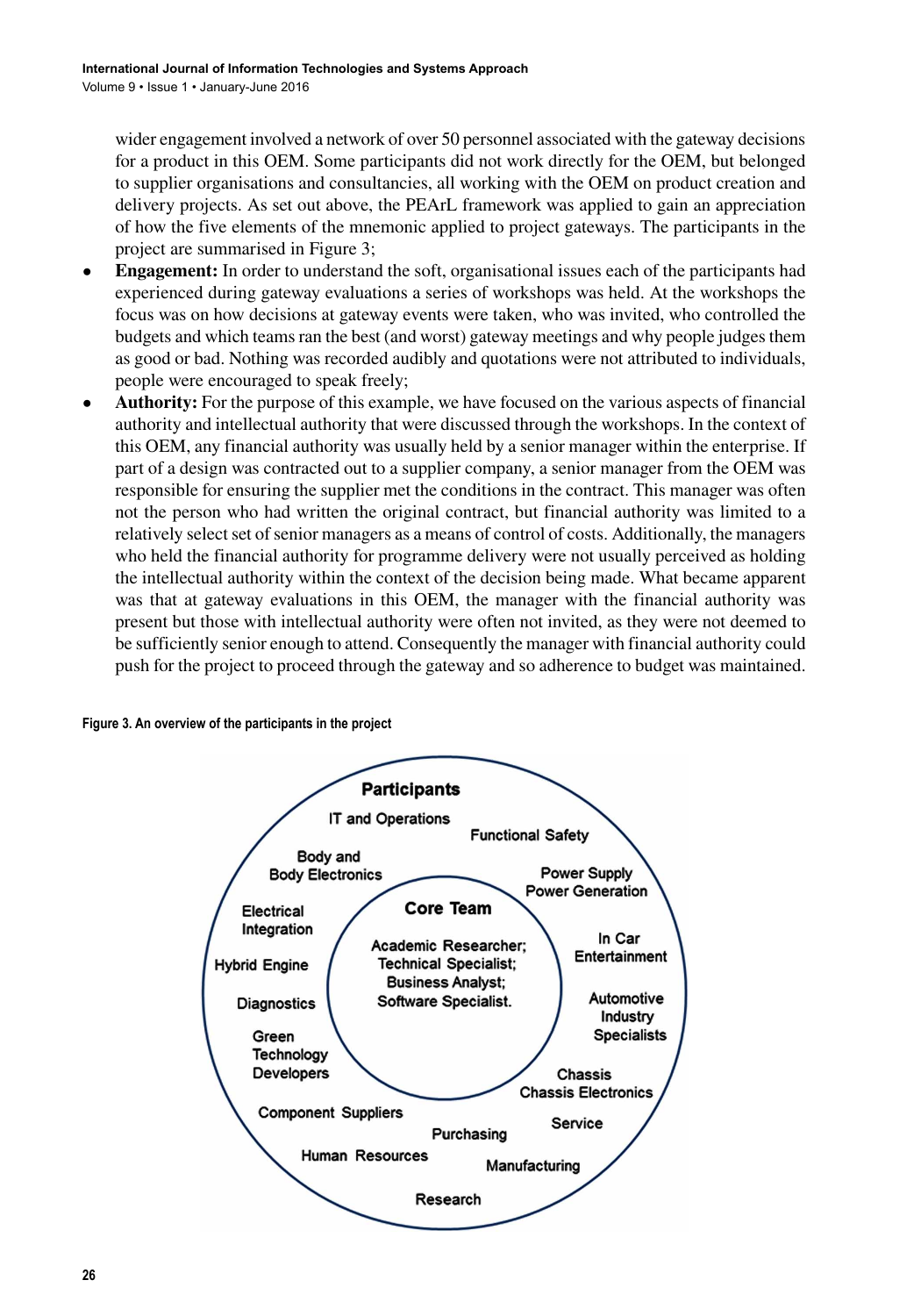wider engagement involved a network of over 50 personnel associated with the gateway decisions for a product in this OEM. Some participants did not work directly for the OEM, but belonged to supplier organisations and consultancies, all working with the OEM on product creation and delivery projects. As set out above, the PEArL framework was applied to gain an appreciation of how the five elements of the mnemonic applied to project gateways. The participants in the project are summarised in Figure 3;

- **Engagement:** In order to understand the soft, organisational issues each of the participants had experienced during gateway evaluations a series of workshops was held. At the workshops the focus was on how decisions at gateway events were taken, who was invited, who controlled the budgets and which teams ran the best (and worst) gateway meetings and why people judges them as good or bad. Nothing was recorded audibly and quotations were not attributed to individuals, people were encouraged to speak freely;
- **Authority:** For the purpose of this example, we have focused on the various aspects of financial authority and intellectual authority that were discussed through the workshops. In the context of this OEM, any financial authority was usually held by a senior manager within the enterprise. If part of a design was contracted out to a supplier company, a senior manager from the OEM was responsible for ensuring the supplier met the conditions in the contract. This manager was often not the person who had written the original contract, but financial authority was limited to a relatively select set of senior managers as a means of control of costs. Additionally, the managers who held the financial authority for programme delivery were not usually perceived as holding the intellectual authority within the context of the decision being made. What became apparent was that at gateway evaluations in this OEM, the manager with the financial authority was present but those with intellectual authority were often not invited, as they were not deemed to be sufficiently senior enough to attend. Consequently the manager with financial authority could push for the project to proceed through the gateway and so adherence to budget was maintained.

**Figure 3. An overview of the participants in the project**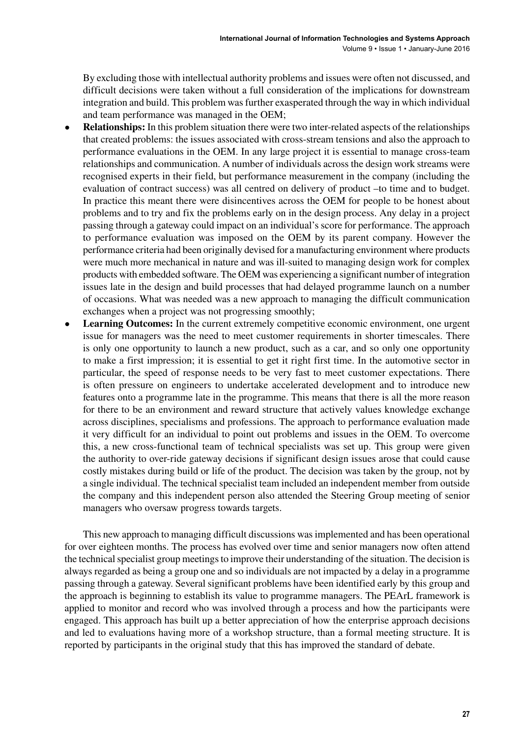By excluding those with intellectual authority problems and issues were often not discussed, and difficult decisions were taken without a full consideration of the implications for downstream integration and build. This problem was further exasperated through the way in which individual and team performance was managed in the OEM;

- **Relationships:** In this problem situation there were two inter-related aspects of the relationships that created problems: the issues associated with cross-stream tensions and also the approach to performance evaluations in the OEM. In any large project it is essential to manage cross-team relationships and communication. A number of individuals across the design work streams were recognised experts in their field, but performance measurement in the company (including the evaluation of contract success) was all centred on delivery of product –to time and to budget. In practice this meant there were disincentives across the OEM for people to be honest about problems and to try and fix the problems early on in the design process. Any delay in a project passing through a gateway could impact on an individual's score for performance. The approach to performance evaluation was imposed on the OEM by its parent company. However the performance criteria had been originally devised for a manufacturing environment where products were much more mechanical in nature and was ill-suited to managing design work for complex products with embedded software. The OEM was experiencing a significant number of integration issues late in the design and build processes that had delayed programme launch on a number of occasions. What was needed was a new approach to managing the difficult communication exchanges when a project was not progressing smoothly;
- **Learning Outcomes:** In the current extremely competitive economic environment, one urgent issue for managers was the need to meet customer requirements in shorter timescales. There is only one opportunity to launch a new product, such as a car, and so only one opportunity to make a first impression; it is essential to get it right first time. In the automotive sector in particular, the speed of response needs to be very fast to meet customer expectations. There is often pressure on engineers to undertake accelerated development and to introduce new features onto a programme late in the programme. This means that there is all the more reason for there to be an environment and reward structure that actively values knowledge exchange across disciplines, specialisms and professions. The approach to performance evaluation made it very difficult for an individual to point out problems and issues in the OEM. To overcome this, a new cross-functional team of technical specialists was set up. This group were given the authority to over-ride gateway decisions if significant design issues arose that could cause costly mistakes during build or life of the product. The decision was taken by the group, not by a single individual. The technical specialist team included an independent member from outside the company and this independent person also attended the Steering Group meeting of senior managers who oversaw progress towards targets.

This new approach to managing difficult discussions was implemented and has been operational for over eighteen months. The process has evolved over time and senior managers now often attend the technical specialist group meetings to improve their understanding of the situation. The decision is always regarded as being a group one and so individuals are not impacted by a delay in a programme passing through a gateway. Several significant problems have been identified early by this group and the approach is beginning to establish its value to programme managers. The PEArL framework is applied to monitor and record who was involved through a process and how the participants were engaged. This approach has built up a better appreciation of how the enterprise approach decisions and led to evaluations having more of a workshop structure, than a formal meeting structure. It is reported by participants in the original study that this has improved the standard of debate.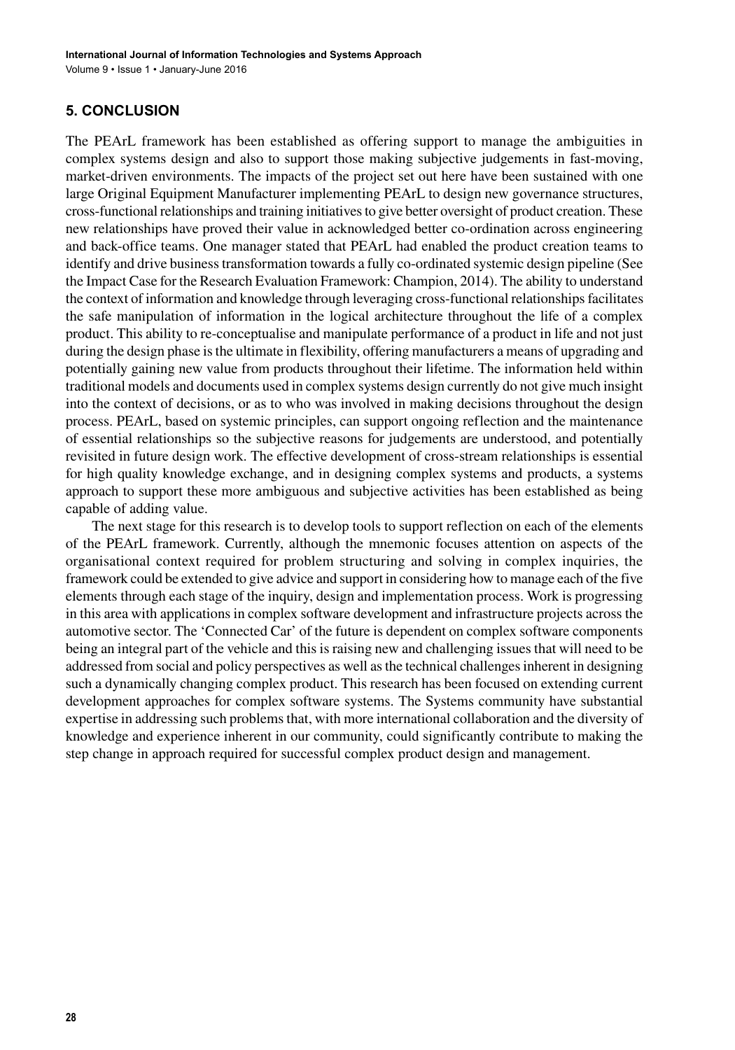## 5. CONCLUSION

The PEArL framework has been established as offering support to manage the ambiguities in complex systems design and also to support those making subjective judgements in fast-moving, market-driven environments. The impacts of the project set out here have been sustained with one large Original Equipment Manufacturer implementing PEArL to design new governance structures, cross-functional relationships and training initiatives to give better oversight of product creation. These new relationships have proved their value in acknowledged better co-ordination across engineering and back-office teams. One manager stated that PEArL had enabled the product creation teams to identify and drive business transformation towards a fully co-ordinated systemic design pipeline (See the Impact Case for the Research Evaluation Framework: Champion, 2014). The ability to understand the context of information and knowledge through leveraging cross-functional relationships facilitates the safe manipulation of information in the logical architecture throughout the life of a complex product. This ability to re-conceptualise and manipulate performance of a product in life and not just during the design phase is the ultimate in flexibility, offering manufacturers a means of upgrading and potentially gaining new value from products throughout their lifetime. The information held within traditional models and documents used in complex systems design currently do not give much insight into the context of decisions, or as to who was involved in making decisions throughout the design process. PEArL, based on systemic principles, can support ongoing reflection and the maintenance of essential relationships so the subjective reasons for judgements are understood, and potentially revisited in future design work. The effective development of cross-stream relationships is essential for high quality knowledge exchange, and in designing complex systems and products, a systems approach to support these more ambiguous and subjective activities has been established as being capable of adding value.

The next stage for this research is to develop tools to support reflection on each of the elements of the PEArL framework. Currently, although the mnemonic focuses attention on aspects of the organisational context required for problem structuring and solving in complex inquiries, the framework could be extended to give advice and support in considering how to manage each of the five elements through each stage of the inquiry, design and implementation process. Work is progressing in this area with applications in complex software development and infrastructure projects across the automotive sector. The 'Connected Car' of the future is dependent on complex software components being an integral part of the vehicle and this is raising new and challenging issues that will need to be addressed from social and policy perspectives as well as the technical challenges inherent in designing such a dynamically changing complex product. This research has been focused on extending current development approaches for complex software systems. The Systems community have substantial expertise in addressing such problems that, with more international collaboration and the diversity of knowledge and experience inherent in our community, could significantly contribute to making the step change in approach required for successful complex product design and management.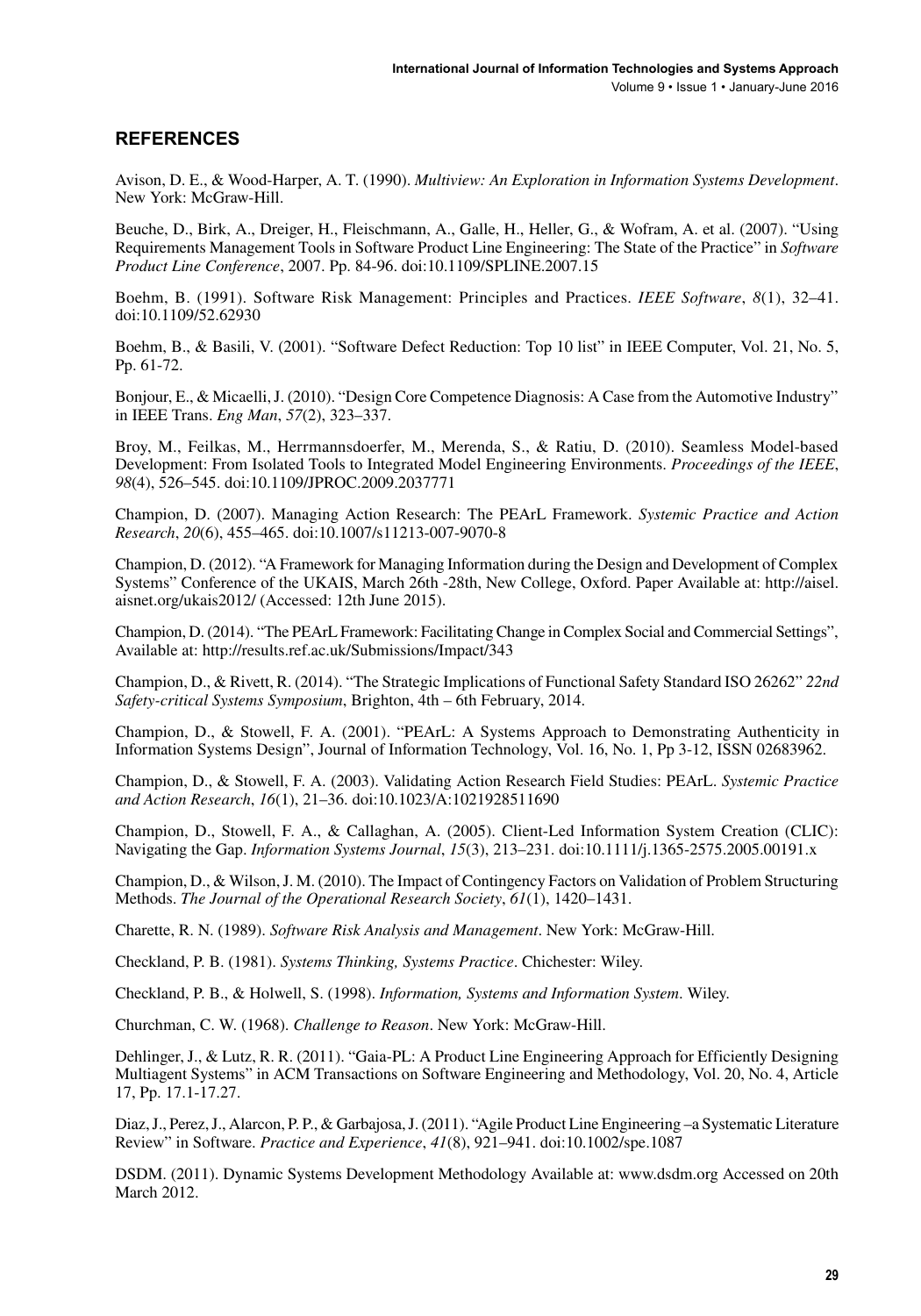## REFERENCES

Avison, D. E., & Wood-Harper, A. T. (1990). *Multiview: An Exploration in Information Systems Development*. New York: McGraw-Hill.

Beuche, D., Birk, A., Dreiger, H., Fleischmann, A., Galle, H., Heller, G., & Wofram, A. et al. (2007). "Using Requirements Management Tools in Software Product Line Engineering: The State of the Practice" in *Software Product Line Conference*, 2007. Pp. 84-96. doi:10.1109/SPLINE.2007.15

Boehm, B. (1991). Software Risk Management: Principles and Practices. *IEEE Software*, *8*(1), 32–41. doi:10.1109/52.62930

Boehm, B., & Basili, V. (2001). "Software Defect Reduction: Top 10 list" in IEEE Computer, Vol. 21, No. 5, Pp. 61-72.

Bonjour, E., & Micaelli, J. (2010). "Design Core Competence Diagnosis: A Case from the Automotive Industry" in IEEE Trans. *Eng Man*, *57*(2), 323–337.

Broy, M., Feilkas, M., Herrmannsdoerfer, M., Merenda, S., & Ratiu, D. (2010). Seamless Model-based Development: From Isolated Tools to Integrated Model Engineering Environments. *Proceedings of the IEEE*, *98*(4), 526–545. doi:10.1109/JPROC.2009.2037771

Champion, D. (2007). Managing Action Research: The PEArL Framework. *Systemic Practice and Action Research*, *20*(6), 455–465. doi:10.1007/s11213-007-9070-8

Champion, D. (2012). "A Framework for Managing Information during the Design and Development of Complex Systems" Conference of the UKAIS, March 26th -28th, New College, Oxford. Paper Available at: http://aisel.aisnet.org/ukais2012/ (Accessed: 12th June 2015).

Champion, D. (2014). "The PEArL Framework: Facilitating Change in Complex Social and Commercial Settings", Available at: http://results.ref.ac.uk/Submissions/Impact/343

Champion, D., & Rivett, R. (2014). "The Strategic Implications of Functional Safety Standard ISO 26262" *22nd Safety-critical Systems Symposium*, Brighton, 4th – 6th February, 2014.

Champion, D., & Stowell, F. A. (2001). "PEArL: A Systems Approach to Demonstrating Authenticity in Information Systems Design", Journal of Information Technology, Vol. 16, No. 1, Pp 3-12, ISSN 02683962.

Champion, D., & Stowell, F. A. (2003). Validating Action Research Field Studies: PEArL. *Systemic Practice and Action Research*, *16*(1), 21–36. doi:10.1023/A:1021928511690

Champion, D., Stowell, F. A., & Callaghan, A. (2005). Client-Led Information System Creation (CLIC): Navigating the Gap. *Information Systems Journal*, *15*(3), 213–231. doi:10.1111/j.1365-2575.2005.00191.x

Champion, D., & Wilson, J. M. (2010). The Impact of Contingency Factors on Validation of Problem Structuring Methods. *The Journal of the Operational Research Society*, *61*(1), 1420–1431.

Charette, R. N. (1989). *Software Risk Analysis and Management*. New York: McGraw-Hill.

Checkland, P. B. (1981). *Systems Thinking, Systems Practice*. Chichester: Wiley.

Checkland, P. B., & Holwell, S. (1998). *Information, Systems and Information System*. Wiley.

Churchman, C. W. (1968). *Challenge to Reason*. New York: McGraw-Hill.

Dehlinger, J., & Lutz, R. R. (2011). "Gaia-PL: A Product Line Engineering Approach for Efficiently Designing Multiagent Systems" in ACM Transactions on Software Engineering and Methodology, Vol. 20, No. 4, Article 17, Pp. 17.1-17.27.

Diaz, J., Perez, J., Alarcon, P. P., & Garbajosa, J. (2011). "Agile Product Line Engineering –a Systematic Literature Review" in Software. *Practice and Experience*, *41*(8), 921–941. doi:10.1002/spe.1087

DSDM. (2011). Dynamic Systems Development Methodology Available at: www.dsdm.org Accessed on 20th March 2012.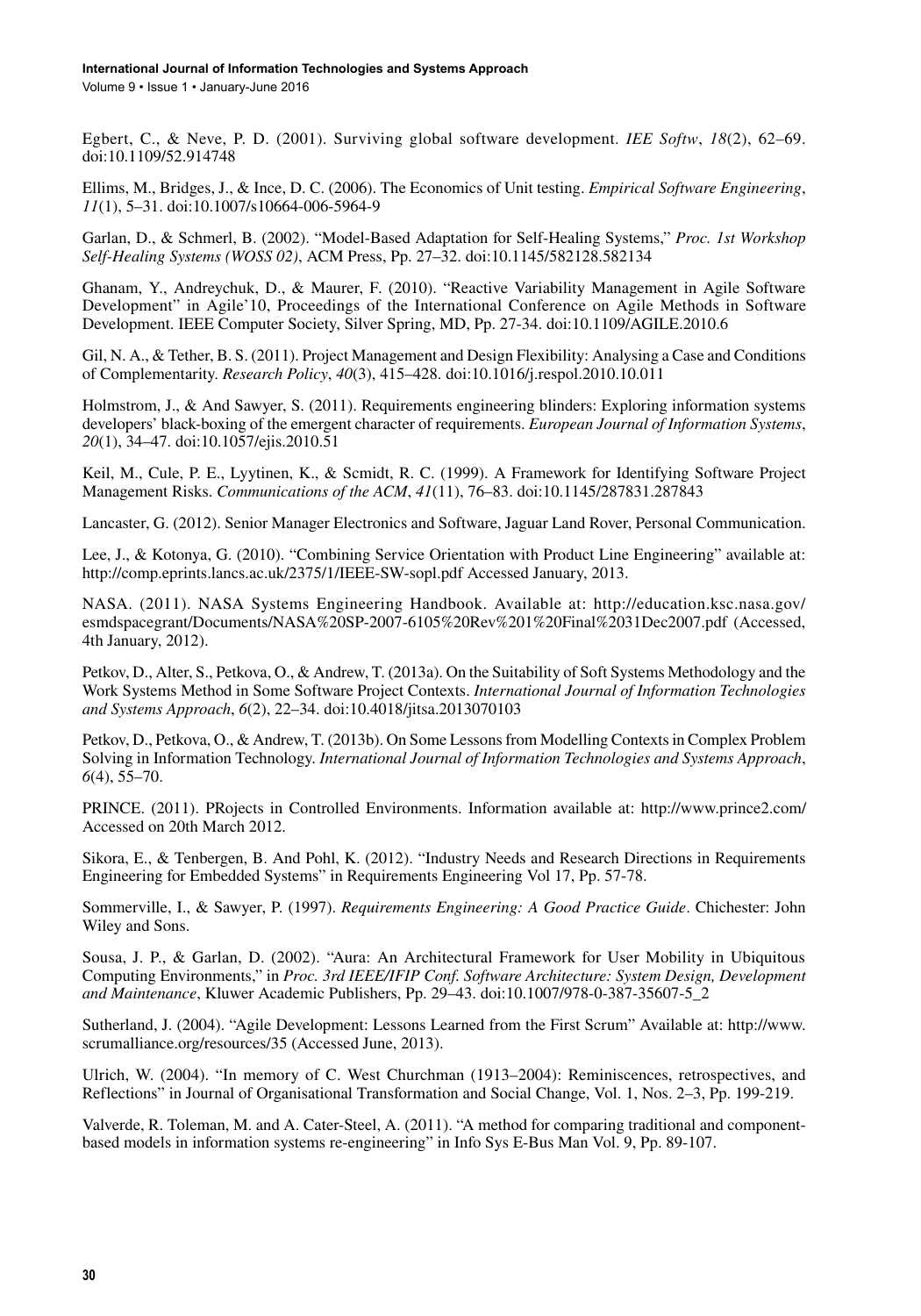Egbert, C., & Neve, P. D. (2001). Surviving global software development. *IEE Softw*, *18*(2), 62–69. doi:10.1109/52.914748

Ellims, M., Bridges, J., & Ince, D. C. (2006). The Economics of Unit testing. *Empirical Software Engineering*, *11*(1), 5–31. doi:10.1007/s10664-006-5964-9

Garlan, D., & Schmerl, B. (2002). "Model-Based Adaptation for Self-Healing Systems," *Proc. 1st Workshop Self-Healing Systems (WOSS 02)*, ACM Press, Pp. 27–32. doi:10.1145/582128.582134

Ghanam, Y., Andreychuk, D., & Maurer, F. (2010). "Reactive Variability Management in Agile Software Development" in Agile'10, Proceedings of the International Conference on Agile Methods in Software Development. IEEE Computer Society, Silver Spring, MD, Pp. 27-34. doi:10.1109/AGILE.2010.6

Gil, N. A., & Tether, B. S. (2011). Project Management and Design Flexibility: Analysing a Case and Conditions of Complementarity. *Research Policy*, *40*(3), 415–428. doi:10.1016/j.respol.2010.10.011

Holmstrom, J., & And Sawyer, S. (2011). Requirements engineering blinders: Exploring information systems developers' black-boxing of the emergent character of requirements. *European Journal of Information Systems*, *20*(1), 34–47. doi:10.1057/ejis.2010.51

Keil, M., Cule, P. E., Lyytinen, K., & Scmidt, R. C. (1999). A Framework for Identifying Software Project Management Risks. *Communications of the ACM*, *41*(11), 76–83. doi:10.1145/287831.287843

Lancaster, G. (2012). Senior Manager Electronics and Software, Jaguar Land Rover, Personal Communication.

Lee, J., & Kotonya, G. (2010). "Combining Service Orientation with Product Line Engineering" available at: http://comp.eprints.lancs.ac.uk/2375/1/IEEE-SW-sopl.pdf Accessed January, 2013.

NASA. (2011). NASA Systems Engineering Handbook. Available at: http://education.ksc.nasa.gov/esmdspacegrant/Documents/NASA%20SP-2007-6105%20Rev%201%20Final%2031Dec2007.pdf (Accessed, 4th January, 2012).

Petkov, D., Alter, S., Petkova, O., & Andrew, T. (2013a). On the Suitability of Soft Systems Methodology and the Work Systems Method in Some Software Project Contexts. *International Journal of Information Technologies and Systems Approach*, *6*(2), 22–34. doi:10.4018/jitsa.2013070103

Petkov, D., Petkova, O., & Andrew, T. (2013b). On Some Lessons from Modelling Contexts in Complex Problem Solving in Information Technology. *International Journal of Information Technologies and Systems Approach*, *6*(4), 55–70.

PRINCE. (2011). PRojects in Controlled Environments. Information available at: http://www.prince2.com/ Accessed on 20th March 2012.

Sikora, E., & Tenbergen, B. And Pohl, K. (2012). "Industry Needs and Research Directions in Requirements Engineering for Embedded Systems" in Requirements Engineering Vol 17, Pp. 57-78.

Sommerville, I., & Sawyer, P. (1997). *Requirements Engineering: A Good Practice Guide*. Chichester: John Wiley and Sons.

Sousa, J. P., & Garlan, D. (2002). "Aura: An Architectural Framework for User Mobility in Ubiquitous Computing Environments," in *Proc. 3rd IEEE/IFIP Conf. Software Architecture: System Design, Development and Maintenance*, Kluwer Academic Publishers, Pp. 29–43. doi:10.1007/978-0-387-35607-5_2

Sutherland, J. (2004). "Agile Development: Lessons Learned from the First Scrum" Available at: http://www.scrumalliance.org/resources/35 (Accessed June, 2013).

Ulrich, W. (2004). "In memory of C. West Churchman (1913–2004): Reminiscences, retrospectives, and Reflections" in Journal of Organisational Transformation and Social Change, Vol. 1, Nos. 2–3, Pp. 199-219.

Valverde, R. Toleman, M. and A. Cater-Steel, A. (2011). "A method for comparing traditional and component-based models in information systems re-engineering" in Info Sys E-Bus Man Vol. 9, Pp. 89-107.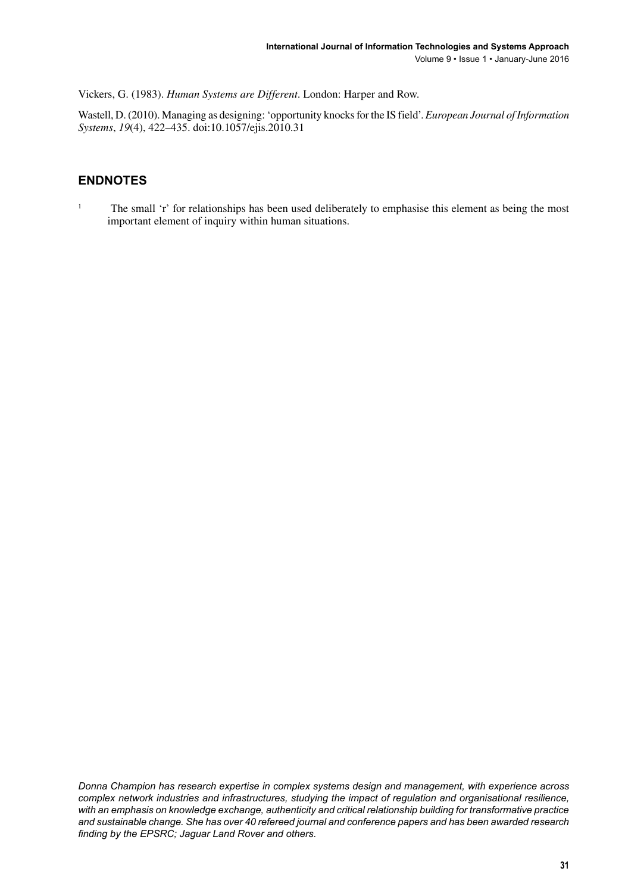Vickers, G. (1983). *Human Systems are Different*. London: Harper and Row.

Wastell, D. (2010). Managing as designing: 'opportunity knocks for the IS field'. *European Journal of Information Systems*, *19*(4), 422–435. doi:10.1057/ejis.2010.31

## ENDNOTES

[1] The small 'r' for relationships has been used deliberately to emphasise this element as being the most important element of inquiry within human situations.

*Donna Champion has research expertise in complex systems design and management, with experience across complex network industries and infrastructures, studying the impact of regulation and organisational resilience, with an emphasis on knowledge exchange, authenticity and critical relationship building for transformative practice and sustainable change. She has over 40 refereed journal and conference papers and has been awarded research finding by the EPSRC; Jaguar Land Rover and others.*